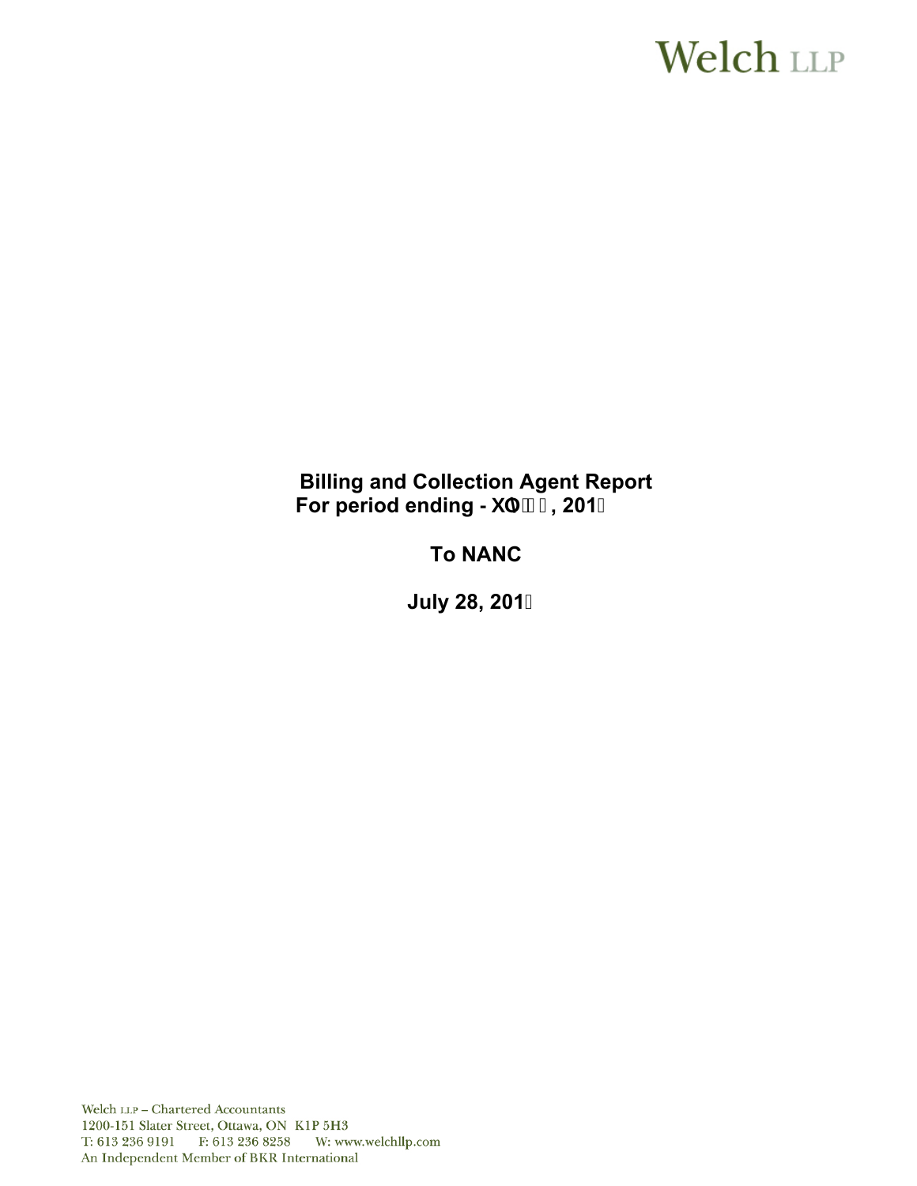Welch LLP

**Billing and Collection Agent Report**
**For period ending - XO   , 201**

**To NANC**

**July 28, 201**

Welch LLP – Chartered Accountants
1200-151 Slater Street, Ottawa, ON K1P 5H3
T: 613 236 9191 F: 613 236 8258 W: www.welchllp.com
An Independent Member of BKR International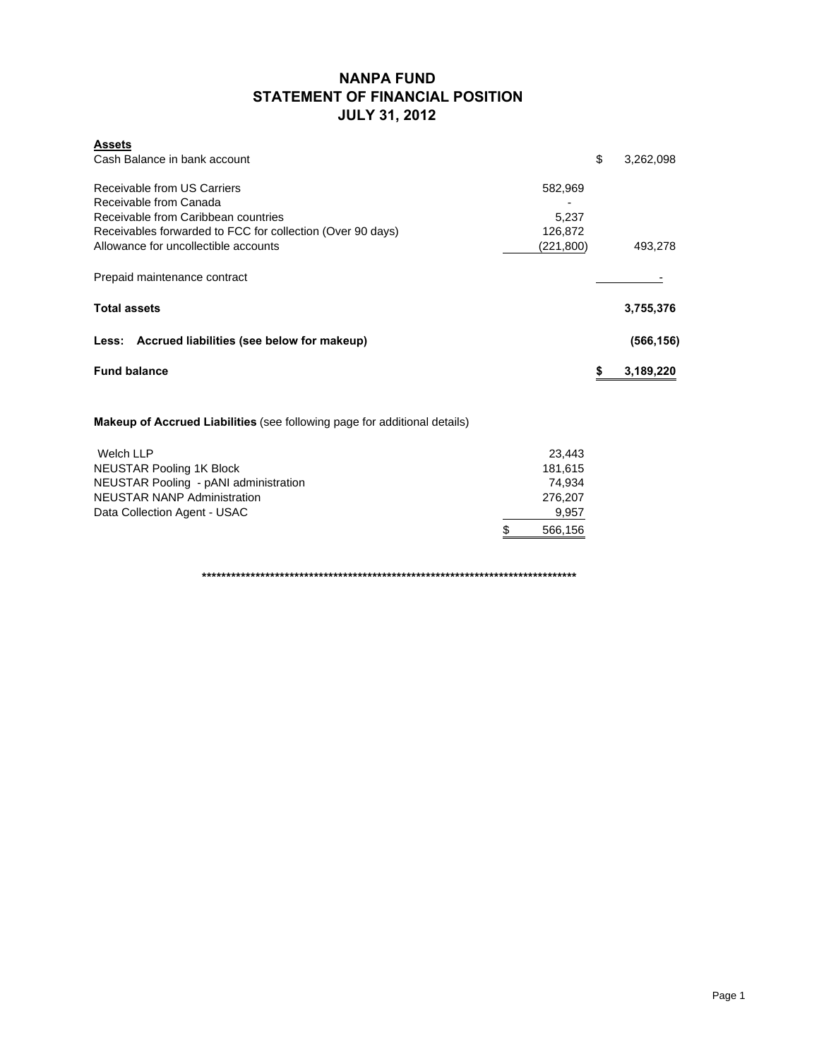# NANPA FUND
## STATEMENT OF FINANCIAL POSITION
## JULY 31, 2012

| **Assets** | | | |
|---|---|---|---|
| Cash Balance in bank account | | $ | 3,262,098 |
| Receivable from US Carriers | 582,969 | | |
| Receivable from Canada | - | | |
| Receivable from Caribbean countries | 5,237 | | |
| Receivables forwarded to FCC for collection (Over 90 days) | 126,872 | | |
| Allowance for uncollectible accounts | (221,800) | | 493,278 |
| Prepaid maintenance contract | | | - |
| **Total assets** | | | **3,755,376** |
| **Less: Accrued liabilities (see below for makeup)** | | | **(566,156)** |
| **Fund balance** | | **$** | **3,189,220** |

**Makeup of Accrued Liabilities** (see following page for additional details)

| | |
|---|---|
| Welch LLP | 23,443 |
| NEUSTAR Pooling 1K Block | 181,615 |
| NEUSTAR Pooling - pANI administration | 74,934 |
| NEUSTAR NANP Administration | 276,207 |
| Data Collection Agent - USAC | 9,957 |
| | $ 566,156 |

*******************************************************************************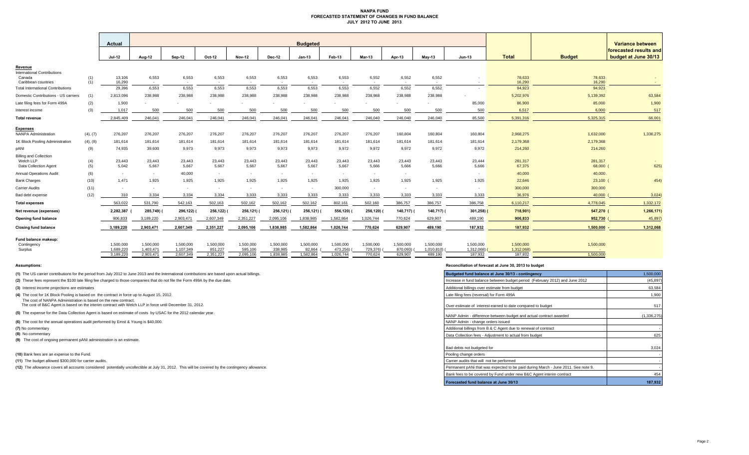# NANPA FUND
## FORECASTED STATEMENT OF CHANGES IN FUND BALANCE
### JULY 2012 TO JUNE 2013

| | | Actual | Budgeted | | | | | | | | | | | | | Variance between forecasted results and budget at June 30/13 |
|---|---|---|---|---|---|---|---|---|---|---|---|---|---|---|---|---|
| | | Jul-12 | Aug-12 | Sep-12 | Oct-12 | Nov-12 | Dec-12 | Jan-13 | Feb-13 | Mar-13 | Apr-13 | May-13 | Jun-13 | Total | Budget | |
| **Revenue** | | | | | | | | | | | | | | | | |
| International Contributions | | | | | | | | | | | | | | | | |
| Canada | (1) | 13,106 | 6,553 | 6,553 | 6,553 | 6,553 | 6,553 | 6,553 | 6,553 | 6,552 | 6,552 | 6,552 | - | 78,633 | 78,633 | - |
| Caribbean countries | (1) | 16,290 | - | - | - | - | - | - | - | - | - | - | - | 16,290 | 16,290 | - |
| Total International Contributions | | 29,396 | 6,553 | 6,553 | 6,553 | 6,553 | 6,553 | 6,553 | 6,553 | 6,552 | 6,552 | 6,552 | - | 94,923 | 94,923 | |
| Domestic Contributions - US carriers | (1) | 2,813,096 | 238,988 | 238,988 | 238,988 | 238,988 | 238,988 | 238,988 | 238,988 | 238,988 | 238,988 | 238,988 | - | 5,202,976 | 5,139,392 | 63,584 |
| Late filing fees for Form 499A | (2) | 1,900 | - | - | - | - | - | - | - | - | - | - | 85,000 | 86,900 | 85,000 | 1,900 |
| Interest income | (3) | 1,017 | 500 | 500 | 500 | 500 | 500 | 500 | 500 | 500 | 500 | 500 | 500 | 6,517 | 6,000 | 517 |
| **Total revenue** | | 2,845,409 | 246,041 | 246,041 | 246,041 | 246,041 | 246,041 | 246,041 | 246,041 | 246,040 | 246,040 | 246,040 | 85,500 | 5,391,316 | 5,325,315 | 66,001 |
| **Expenses** | | | | | | | | | | | | | | | | |
| NANPA Administration | (4), (7) | 276,207 | 276,207 | 276,207 | 276,207 | 276,207 | 276,207 | 276,207 | 276,207 | 276,207 | 160,804 | 160,804 | 160,804 | 2,968,275 | 1,632,000 | 1,336,275 |
| 1K Block Pooling Administration | (4), (8) | 181,614 | 181,614 | 181,614 | 181,614 | 181,614 | 181,614 | 181,614 | 181,614 | 181,614 | 181,614 | 181,614 | 181,614 | 2,179,368 | 2,179,368 | |
| pANI | (9) | 74,935 | 39,600 | 9,973 | 9,973 | 9,973 | 9,973 | 9,973 | 9,972 | 9,972 | 9,972 | 9,972 | 9,972 | 214,260 | 214,260 | |
| Billing and Collection | | | | | | | | | | | | | | | | |
| Welch LLP | (4) | 23,443 | 23,443 | 23,443 | 23,443 | 23,443 | 23,443 | 23,443 | 23,443 | 23,443 | 23,443 | 23,443 | 23,444 | 281,317 | 281,317 | - |
| Data Collection Agent | (5) | 5,042 | 5,667 | 5,667 | 5,667 | 5,667 | 5,667 | 5,667 | 5,667 | 5,666 | 5,666 | 5,666 | 5,666 | 67,375 | 68,000 | (625) |
| Annual Operations Audit | (6) | - | - | 40,000 | - | - | - | - | - | - | - | - | - | 40,000 | 40,000 | |
| Bank Charges | (10) | 1,471 | 1,925 | 1,925 | 1,925 | 1,925 | 1,925 | 1,925 | 1,925 | 1,925 | 1,925 | 1,925 | 1,925 | 22,646 | 23,100 | (454) |
| Carrier Audits | (11) | - | - | - | - | - | - | - | 300,000 | - | - | - | - | 300,000 | 300,000 | |
| Bad debt expense | (12) | 310 | 3,334 | 3,334 | 3,334 | 3,333 | 3,333 | 3,333 | 3,333 | 3,333 | 3,333 | 3,333 | 3,333 | 36,976 | 40,000 | (3,024) |
| **Total expenses** | | 563,022 | 531,790 | 542,163 | 502,163 | 502,162 | 502,162 | 502,162 | 802,161 | 502,160 | 386,757 | 386,757 | 386,758 | 6,110,217 | 4,778,045 | 1,332,172 |
| **Net revenue (expenses)** | | 2,282,387 | (285,749) | (296,122) | (256,122) | (256,121) | (256,121) | (256,121) | (556,120) | (256,120) | (140,717) | (140,717) | (301,258) | (718,901) | 547,270 | (1,266,171) |
| **Opening fund balance** | | 906,833 | 3,189,220 | 2,903,471 | 2,607,349 | 2,351,227 | 2,095,106 | 1,838,985 | 1,582,864 | 1,026,744 | 770,624 | 629,907 | 489,190 | 906,833 | 952,730 | (45,897) |
| **Closing fund balance** | | 3,189,220 | 2,903,471 | 2,607,349 | 2,351,227 | 2,095,106 | 1,838,985 | 1,582,864 | 1,026,744 | 770,624 | 629,907 | 489,190 | 187,932 | 187,932 | 1,500,000 | 1,312,068 |
| **Fund balance makeup:** | | | | | | | | | | | | | | | | |
| Contingency | | 1,500,000 | 1,500,000 | 1,500,000 | 1,500,000 | 1,500,000 | 1,500,000 | 1,500,000 | 1,500,000 | 1,500,000 | 1,500,000 | 1,500,000 | 1,500,000 | 1,500,000 | 1,500,000 | |
| Surplus | | 1,689,220 | 1,403,471 | 1,107,349 | 851,227 | 595,106 | 338,985 | 82,864 | (473,256) | (729,376) | (870,093) | (1,010,810) | (1,312,068) | (1,312,068) | - | |
| | | 3,189,220 | 2,903,471 | 2,607,349 | 2,351,227 | 2,095,106 | 1,838,985 | 1,582,864 | 1,026,744 | 770,624 | 629,907 | 489,190 | 187,932 | 187,932 | 1,500,000 | |

**Assumptions:**

**(1)** The US carrier contributions for the period from July 2012 to June 2013 and the International contributions are based upon actual billings.

**(2)** These fees represent the $100 late filing fee charged to those companies that do not file the Form 499A by the due date.

**(3)** Interest income projections are estimates

**(4)** The cost for 1K Block Pooling is based on the contract in force up to August 15, 2012.
The cost of NANPA Administration is based on the new contract.
The cost of B&C Agent is based on the interim contract with Welch LLP in force until December 31, 2012.

**(5)** The expense for the Data Collection Agent is based on estimate of costs by USAC for the 2012 calendar year.

**(6)** The cost for the annual operations audit performed by Ernst & Young is $40,000.

**(7)** No commentary

**(8)** No commentary

**(9)** The cost of ongoing permanent pANI administration is an estimate.

**(10)** Bank fees are an expense to the Fund.

**(11)** The budget allowed $300,000 for carrier audits.

**(12)** The allowance covers all accounts considered potentially uncollectible at July 31, 2012. This will be covered by the contingency allowance.

**Reconciliation of forecast at June 30, 2013 to budget**

| | |
|---|---|
| Budgeted fund balance at June 30/13 - contingency | 1,500,000 |
| Increase in fund balance between budget period (February 2012) and June 2012 | (45,897) |
| Additional billings over estimate from budget | 63,584 |
| Late filing fees (reversal) for Form 499A | 1,900 |
| Over estimate of interest earned to date compared to budget | 517 |
| NANP Admin - difference between budget and actual contract awarded | (1,336,275) |
| NANP Admin - change orders issued | - |
| Additional billings from B & C Agent due to renewal of contract | - |
| Data Collection fees - Adjustment to actual from budget | 625 |
| Bad debts not budgeted for | 3,024 |
| Pooling change orders | - |
| Carrier audits that will not be performed | - |
| Permanent pANi that was expected to be paid during March - June 2011. See note 9. | - |
| Bank fees to be covered by Fund under new B&C Agent interim contract | 454 |
| **Forecasted fund balance at June 30/13** | **187,932** |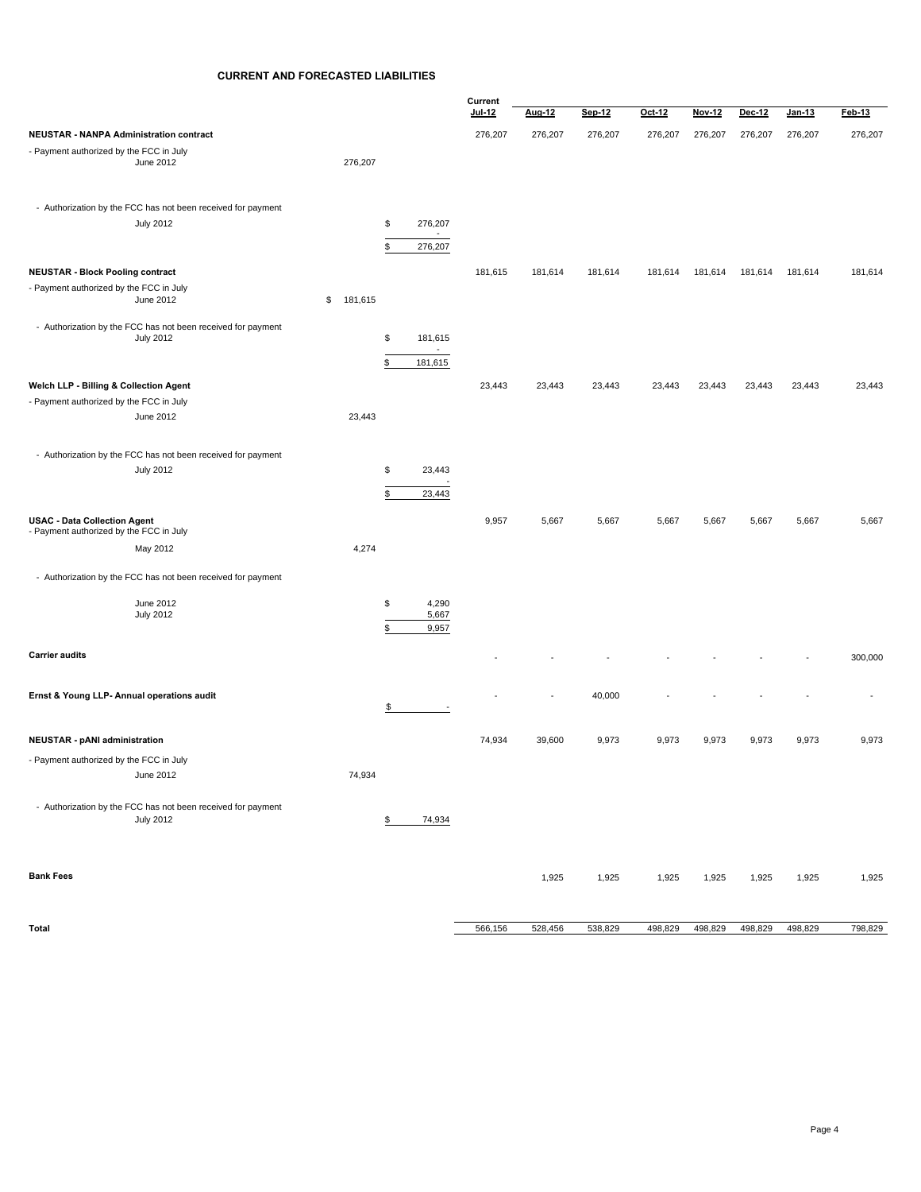## CURRENT AND FORECASTED LIABILITIES

| | | | Current Jul-12 | Aug-12 | Sep-12 | Oct-12 | Nov-12 | Dec-12 | Jan-13 | Feb-13 |
|---|---|---|---|---|---|---|---|---|---|---|
| **NEUSTAR - NANPA Administration contract** | | | 276,207 | 276,207 | 276,207 | 276,207 | 276,207 | 276,207 | 276,207 | 276,207 |
| - Payment authorized by the FCC in July | | | | | | | | | | |
| June 2012 | 276,207 | | | | | | | | | |
| - Authorization by the FCC has not been received for payment | | | | | | | | | | |
| July 2012 | | $ 276,207 | | | | | | | | |
| | | - | | | | | | | | |
| | | $ 276,207 | | | | | | | | |
| **NEUSTAR - Block Pooling contract** | | | 181,615 | 181,614 | 181,614 | 181,614 | 181,614 | 181,614 | 181,614 | 181,614 |
| - Payment authorized by the FCC in July | | | | | | | | | | |
| June 2012 | $ 181,615 | | | | | | | | | |
| - Authorization by the FCC has not been received for payment | | | | | | | | | | |
| July 2012 | | $ 181,615 | | | | | | | | |
| | | - | | | | | | | | |
| | | $ 181,615 | | | | | | | | |
| **Welch LLP - Billing & Collection Agent** | | | 23,443 | 23,443 | 23,443 | 23,443 | 23,443 | 23,443 | 23,443 | 23,443 |
| - Payment authorized by the FCC in July | | | | | | | | | | |
| June 2012 | 23,443 | | | | | | | | | |
| - Authorization by the FCC has not been received for payment | | | | | | | | | | |
| July 2012 | | $ 23,443 | | | | | | | | |
| | | - | | | | | | | | |
| | | $ 23,443 | | | | | | | | |
| **USAC - Data Collection Agent** | | | 9,957 | 5,667 | 5,667 | 5,667 | 5,667 | 5,667 | 5,667 | 5,667 |
| - Payment authorized by the FCC in July | | | | | | | | | | |
| May 2012 | 4,274 | | | | | | | | | |
| - Authorization by the FCC has not been received for payment | | | | | | | | | | |
| June 2012 | | $ 4,290 | | | | | | | | |
| July 2012 | | 5,667 | | | | | | | | |
| | | $ 9,957 | | | | | | | | |
| **Carrier audits** | | | - | - | - | - | - | - | - | 300,000 |
| **Ernst & Young LLP- Annual operations audit** | | $ - | - | - | 40,000 | - | - | - | - | - |
| **NEUSTAR - pANI administration** | | | 74,934 | 39,600 | 9,973 | 9,973 | 9,973 | 9,973 | 9,973 | 9,973 |
| - Payment authorized by the FCC in July | | | | | | | | | | |
| June 2012 | 74,934 | | | | | | | | | |
| - Authorization by the FCC has not been received for payment | | | | | | | | | | |
| July 2012 | | $ 74,934 | | | | | | | | |
| **Bank Fees** | | | | 1,925 | 1,925 | 1,925 | 1,925 | 1,925 | 1,925 | 1,925 |
| **Total** | | | 566,156 | 528,456 | 538,829 | 498,829 | 498,829 | 498,829 | 498,829 | 798,829 |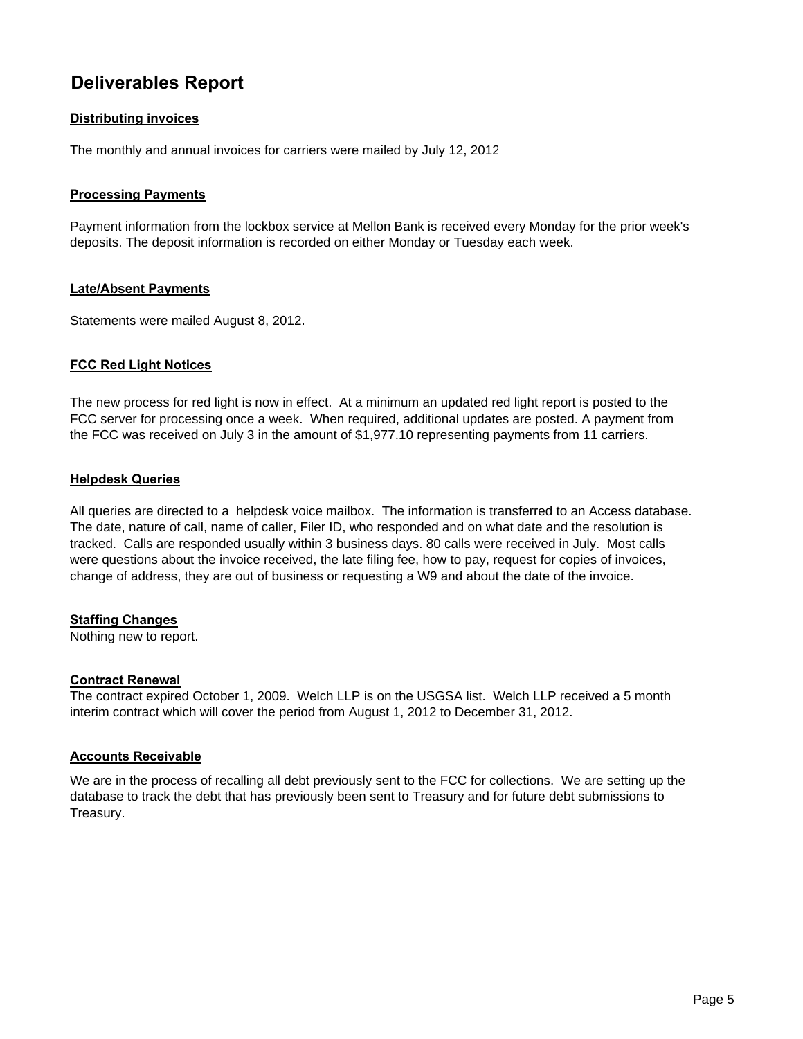# Deliverables Report

**Distributing invoices**

The monthly and annual invoices for carriers were mailed by July 12, 2012

**Processing Payments**

Payment information from the lockbox service at Mellon Bank is received every Monday for the prior week's deposits. The deposit information is recorded on either Monday or Tuesday each week.

**Late/Absent Payments**

Statements were mailed August 8, 2012.

**FCC Red Light Notices**

The new process for red light is now in effect. At a minimum an updated red light report is posted to the FCC server for processing once a week. When required, additional updates are posted. A payment from the FCC was received on July 3 in the amount of $1,977.10 representing payments from 11 carriers.

**Helpdesk Queries**

All queries are directed to a helpdesk voice mailbox. The information is transferred to an Access database. The date, nature of call, name of caller, Filer ID, who responded and on what date and the resolution is tracked. Calls are responded usually within 3 business days. 80 calls were received in July. Most calls were questions about the invoice received, the late filing fee, how to pay, request for copies of invoices, change of address, they are out of business or requesting a W9 and about the date of the invoice.

**Staffing Changes**

Nothing new to report.

**Contract Renewal**

The contract expired October 1, 2009. Welch LLP is on the USGSA list. Welch LLP received a 5 month interim contract which will cover the period from August 1, 2012 to December 31, 2012.

**Accounts Receivable**

We are in the process of recalling all debt previously sent to the FCC for collections. We are setting up the database to track the debt that has previously been sent to Treasury and for future debt submissions to Treasury.